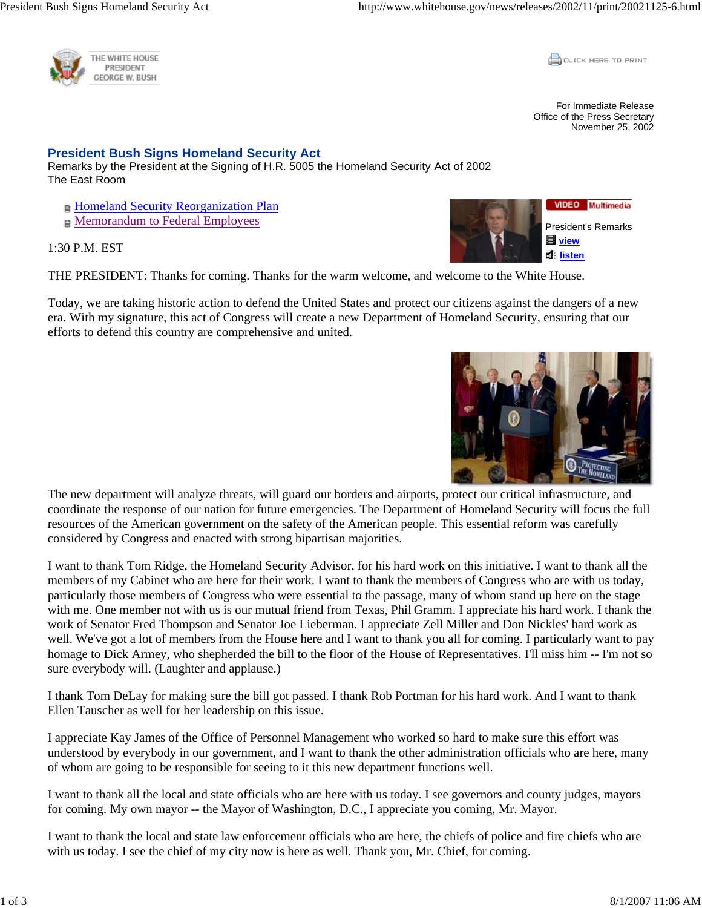For Immediate Release
Office of the Press Secretary
November 25, 2002

# President Bush Signs Homeland Security Act

Remarks by the President at the Signing of H.R. 5005 the Homeland Security Act of 2002
The East Room

- Homeland Security Reorganization Plan
- Memorandum to Federal Employees

VIDEO Multimedia
President's Remarks
view
listen

1:30 P.M. EST

THE PRESIDENT: Thanks for coming. Thanks for the warm welcome, and welcome to the White House.

Today, we are taking historic action to defend the United States and protect our citizens against the dangers of a new era. With my signature, this act of Congress will create a new Department of Homeland Security, ensuring that our efforts to defend this country are comprehensive and united.

The new department will analyze threats, will guard our borders and airports, protect our critical infrastructure, and coordinate the response of our nation for future emergencies. The Department of Homeland Security will focus the full resources of the American government on the safety of the American people. This essential reform was carefully considered by Congress and enacted with strong bipartisan majorities.

I want to thank Tom Ridge, the Homeland Security Advisor, for his hard work on this initiative. I want to thank all the members of my Cabinet who are here for their work. I want to thank the members of Congress who are with us today, particularly those members of Congress who were essential to the passage, many of whom stand up here on the stage with me. One member not with us is our mutual friend from Texas, Phil Gramm. I appreciate his hard work. I thank the work of Senator Fred Thompson and Senator Joe Lieberman. I appreciate Zell Miller and Don Nickles' hard work as well. We've got a lot of members from the House here and I want to thank you all for coming. I particularly want to pay homage to Dick Armey, who shepherded the bill to the floor of the House of Representatives. I'll miss him -- I'm not so sure everybody will. (Laughter and applause.)

I thank Tom DeLay for making sure the bill got passed. I thank Rob Portman for his hard work. And I want to thank Ellen Tauscher as well for her leadership on this issue.

I appreciate Kay James of the Office of Personnel Management who worked so hard to make sure this effort was understood by everybody in our government, and I want to thank the other administration officials who are here, many of whom are going to be responsible for seeing to it this new department functions well.

I want to thank all the local and state officials who are here with us today. I see governors and county judges, mayors for coming. My own mayor -- the Mayor of Washington, D.C., I appreciate you coming, Mr. Mayor.

I want to thank the local and state law enforcement officials who are here, the chiefs of police and fire chiefs who are with us today. I see the chief of my city now is here as well. Thank you, Mr. Chief, for coming.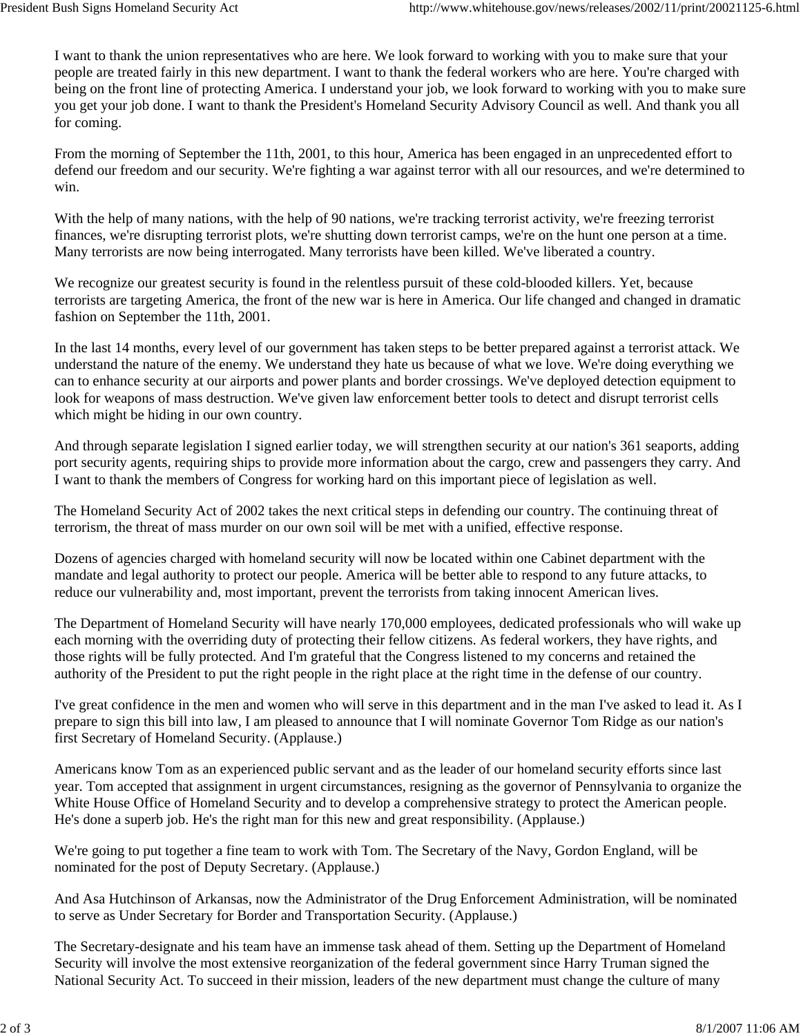I want to thank the union representatives who are here. We look forward to working with you to make sure that your people are treated fairly in this new department. I want to thank the federal workers who are here. You're charged with being on the front line of protecting America. I understand your job, we look forward to working with you to make sure you get your job done. I want to thank the President's Homeland Security Advisory Council as well. And thank you all for coming.

From the morning of September the 11th, 2001, to this hour, America has been engaged in an unprecedented effort to defend our freedom and our security. We're fighting a war against terror with all our resources, and we're determined to win.

With the help of many nations, with the help of 90 nations, we're tracking terrorist activity, we're freezing terrorist finances, we're disrupting terrorist plots, we're shutting down terrorist camps, we're on the hunt one person at a time. Many terrorists are now being interrogated. Many terrorists have been killed. We've liberated a country.

We recognize our greatest security is found in the relentless pursuit of these cold-blooded killers. Yet, because terrorists are targeting America, the front of the new war is here in America. Our life changed and changed in dramatic fashion on September the 11th, 2001.

In the last 14 months, every level of our government has taken steps to be better prepared against a terrorist attack. We understand the nature of the enemy. We understand they hate us because of what we love. We're doing everything we can to enhance security at our airports and power plants and border crossings. We've deployed detection equipment to look for weapons of mass destruction. We've given law enforcement better tools to detect and disrupt terrorist cells which might be hiding in our own country.

And through separate legislation I signed earlier today, we will strengthen security at our nation's 361 seaports, adding port security agents, requiring ships to provide more information about the cargo, crew and passengers they carry. And I want to thank the members of Congress for working hard on this important piece of legislation as well.

The Homeland Security Act of 2002 takes the next critical steps in defending our country. The continuing threat of terrorism, the threat of mass murder on our own soil will be met with a unified, effective response.

Dozens of agencies charged with homeland security will now be located within one Cabinet department with the mandate and legal authority to protect our people. America will be better able to respond to any future attacks, to reduce our vulnerability and, most important, prevent the terrorists from taking innocent American lives.

The Department of Homeland Security will have nearly 170,000 employees, dedicated professionals who will wake up each morning with the overriding duty of protecting their fellow citizens. As federal workers, they have rights, and those rights will be fully protected. And I'm grateful that the Congress listened to my concerns and retained the authority of the President to put the right people in the right place at the right time in the defense of our country.

I've great confidence in the men and women who will serve in this department and in the man I've asked to lead it. As I prepare to sign this bill into law, I am pleased to announce that I will nominate Governor Tom Ridge as our nation's first Secretary of Homeland Security. (Applause.)

Americans know Tom as an experienced public servant and as the leader of our homeland security efforts since last year. Tom accepted that assignment in urgent circumstances, resigning as the governor of Pennsylvania to organize the White House Office of Homeland Security and to develop a comprehensive strategy to protect the American people. He's done a superb job. He's the right man for this new and great responsibility. (Applause.)

We're going to put together a fine team to work with Tom. The Secretary of the Navy, Gordon England, will be nominated for the post of Deputy Secretary. (Applause.)

And Asa Hutchinson of Arkansas, now the Administrator of the Drug Enforcement Administration, will be nominated to serve as Under Secretary for Border and Transportation Security. (Applause.)

The Secretary-designate and his team have an immense task ahead of them. Setting up the Department of Homeland Security will involve the most extensive reorganization of the federal government since Harry Truman signed the National Security Act. To succeed in their mission, leaders of the new department must change the culture of many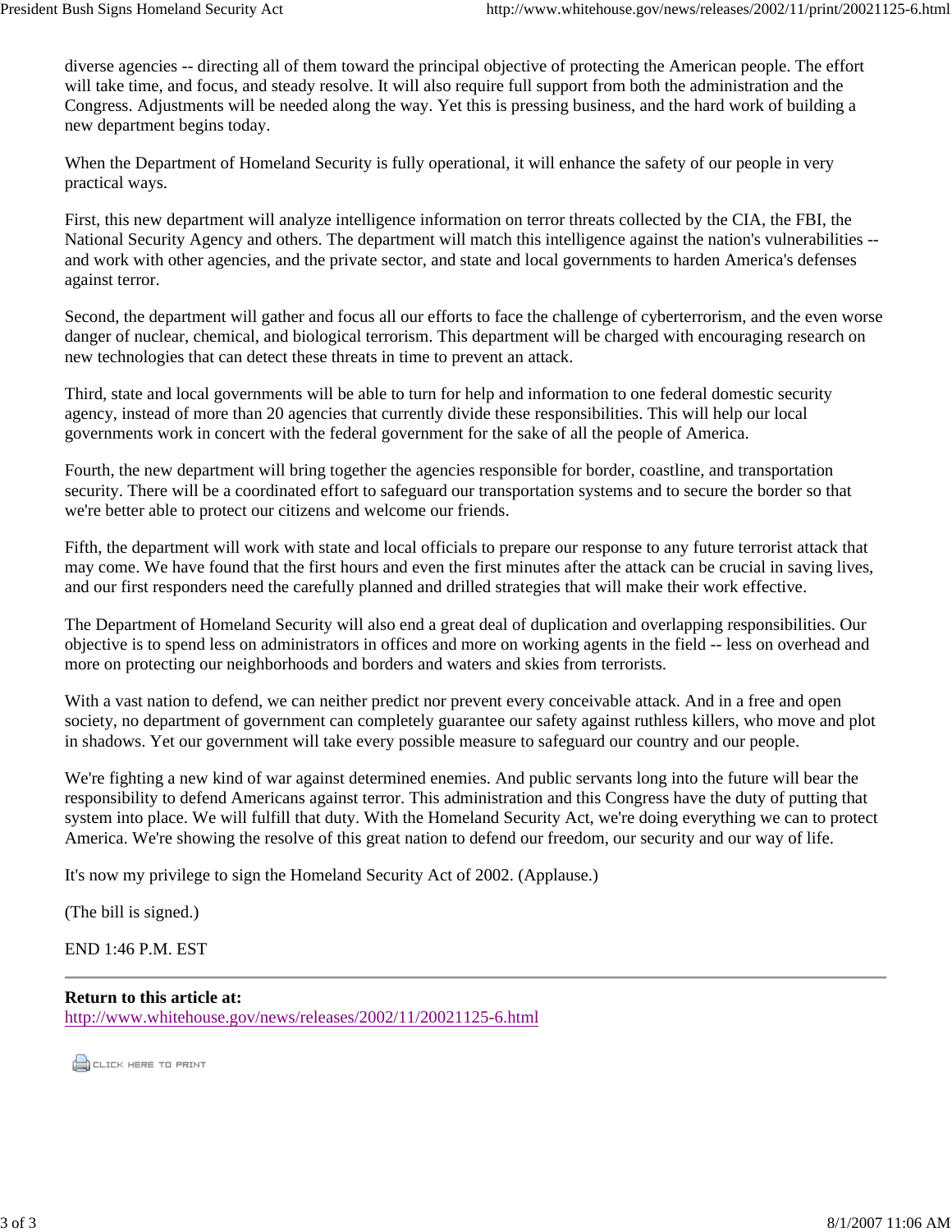diverse agencies -- directing all of them toward the principal objective of protecting the American people. The effort will take time, and focus, and steady resolve. It will also require full support from both the administration and the Congress. Adjustments will be needed along the way. Yet this is pressing business, and the hard work of building a new department begins today.

When the Department of Homeland Security is fully operational, it will enhance the safety of our people in very practical ways.

First, this new department will analyze intelligence information on terror threats collected by the CIA, the FBI, the National Security Agency and others. The department will match this intelligence against the nation's vulnerabilities -- and work with other agencies, and the private sector, and state and local governments to harden America's defenses against terror.

Second, the department will gather and focus all our efforts to face the challenge of cyberterrorism, and the even worse danger of nuclear, chemical, and biological terrorism. This department will be charged with encouraging research on new technologies that can detect these threats in time to prevent an attack.

Third, state and local governments will be able to turn for help and information to one federal domestic security agency, instead of more than 20 agencies that currently divide these responsibilities. This will help our local governments work in concert with the federal government for the sake of all the people of America.

Fourth, the new department will bring together the agencies responsible for border, coastline, and transportation security. There will be a coordinated effort to safeguard our transportation systems and to secure the border so that we're better able to protect our citizens and welcome our friends.

Fifth, the department will work with state and local officials to prepare our response to any future terrorist attack that may come. We have found that the first hours and even the first minutes after the attack can be crucial in saving lives, and our first responders need the carefully planned and drilled strategies that will make their work effective.

The Department of Homeland Security will also end a great deal of duplication and overlapping responsibilities. Our objective is to spend less on administrators in offices and more on working agents in the field -- less on overhead and more on protecting our neighborhoods and borders and waters and skies from terrorists.

With a vast nation to defend, we can neither predict nor prevent every conceivable attack. And in a free and open society, no department of government can completely guarantee our safety against ruthless killers, who move and plot in shadows. Yet our government will take every possible measure to safeguard our country and our people.

We're fighting a new kind of war against determined enemies. And public servants long into the future will bear the responsibility to defend Americans against terror. This administration and this Congress have the duty of putting that system into place. We will fulfill that duty. With the Homeland Security Act, we're doing everything we can to protect America. We're showing the resolve of this great nation to defend our freedom, our security and our way of life.

It's now my privilege to sign the Homeland Security Act of 2002. (Applause.)

(The bill is signed.)

END 1:46 P.M. EST

---

**Return to this article at:**
http://www.whitehouse.gov/news/releases/2002/11/20021125-6.html

CLICK HERE TO PRINT